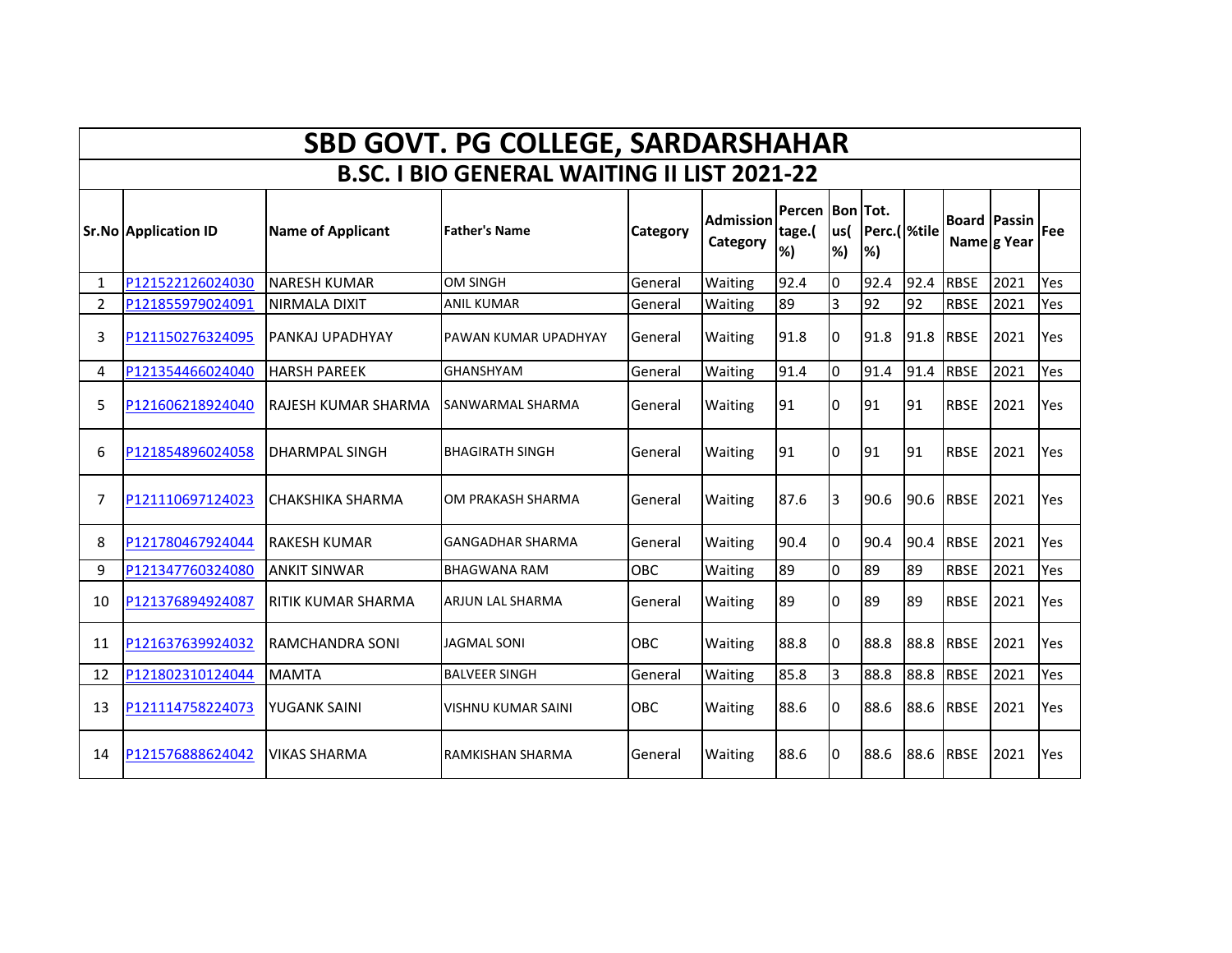# SBD GOVT. PG COLLEGE, SARDARSHAHAR

## B.SC. I BIO GENERAL WAITING II LIST 2021-22

| Sr.No | Application ID | Name of Applicant | Father's Name | Category | Admission Category | Percentage.( %) | Bonus( %) | Tot. Perc.( %) | %tile | Board Name | Passing Year | Fee |
|---|---|---|---|---|---|---|---|---|---|---|---|---|
| 1 | P121522126024030 | NARESH KUMAR | OM SINGH | General | Waiting | 92.4 | 0 | 92.4 | 92.4 | RBSE | 2021 | Yes |
| 2 | P121855979024091 | NIRMALA DIXIT | ANIL KUMAR | General | Waiting | 89 | 3 | 92 | 92 | RBSE | 2021 | Yes |
| 3 | P121150276324095 | PANKAJ UPADHYAY | PAWAN KUMAR UPADHYAY | General | Waiting | 91.8 | 0 | 91.8 | 91.8 | RBSE | 2021 | Yes |
| 4 | P121354466024040 | HARSH PAREEK | GHANSHYAM | General | Waiting | 91.4 | 0 | 91.4 | 91.4 | RBSE | 2021 | Yes |
| 5 | P121606218924040 | RAJESH KUMAR SHARMA | SANWARMAL SHARMA | General | Waiting | 91 | 0 | 91 | 91 | RBSE | 2021 | Yes |
| 6 | P121854896024058 | DHARMPAL SINGH | BHAGIRATH SINGH | General | Waiting | 91 | 0 | 91 | 91 | RBSE | 2021 | Yes |
| 7 | P121110697124023 | CHAKSHIKA SHARMA | OM PRAKASH SHARMA | General | Waiting | 87.6 | 3 | 90.6 | 90.6 | RBSE | 2021 | Yes |
| 8 | P121780467924044 | RAKESH KUMAR | GANGADHAR SHARMA | General | Waiting | 90.4 | 0 | 90.4 | 90.4 | RBSE | 2021 | Yes |
| 9 | P121347760324080 | ANKIT SINWAR | BHAGWANA RAM | OBC | Waiting | 89 | 0 | 89 | 89 | RBSE | 2021 | Yes |
| 10 | P121376894924087 | RITIK KUMAR SHARMA | ARJUN LAL SHARMA | General | Waiting | 89 | 0 | 89 | 89 | RBSE | 2021 | Yes |
| 11 | P121637639924032 | RAMCHANDRA SONI | JAGMAL SONI | OBC | Waiting | 88.8 | 0 | 88.8 | 88.8 | RBSE | 2021 | Yes |
| 12 | P121802310124044 | MAMTA | BALVEER SINGH | General | Waiting | 85.8 | 3 | 88.8 | 88.8 | RBSE | 2021 | Yes |
| 13 | P121114758224073 | YUGANK SAINI | VISHNU KUMAR SAINI | OBC | Waiting | 88.6 | 0 | 88.6 | 88.6 | RBSE | 2021 | Yes |
| 14 | P121576888624042 | VIKAS SHARMA | RAMKISHAN SHARMA | General | Waiting | 88.6 | 0 | 88.6 | 88.6 | RBSE | 2021 | Yes |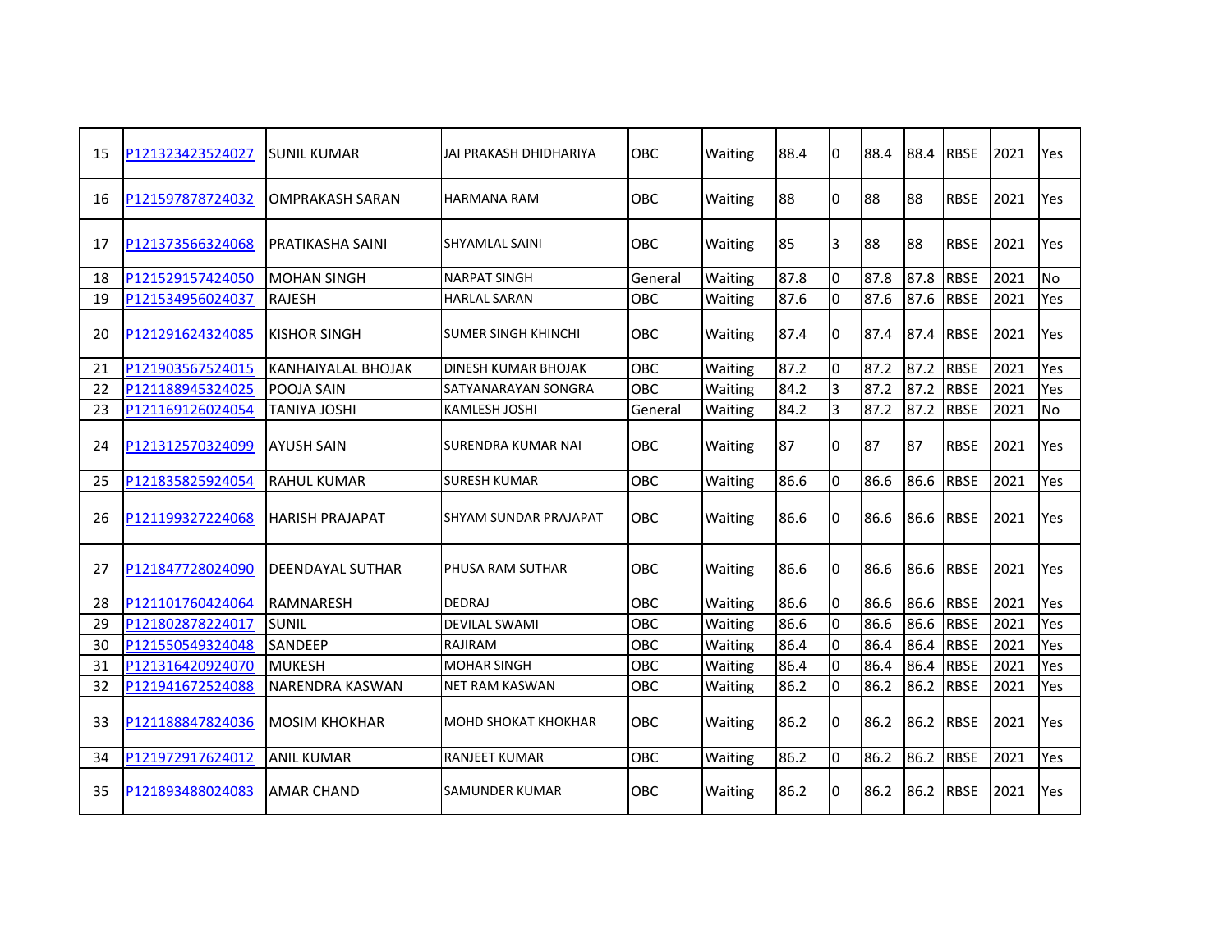| 15 | P121323423524027 | SUNIL KUMAR | JAI PRAKASH DHIDHARIYA | OBC | Waiting | 88.4 | 0 | 88.4 | 88.4 | RBSE | 2021 | Yes |
|---|---|---|---|---|---|---|---|---|---|---|---|---|
| 16 | P121597878724032 | OMPRAKASH SARAN | HARMANA RAM | OBC | Waiting | 88 | 0 | 88 | 88 | RBSE | 2021 | Yes |
| 17 | P121373566324068 | PRATIKASHA SAINI | SHYAMLAL SAINI | OBC | Waiting | 85 | 3 | 88 | 88 | RBSE | 2021 | Yes |
| 18 | P121529157424050 | MOHAN SINGH | NARPAT SINGH | General | Waiting | 87.8 | 0 | 87.8 | 87.8 | RBSE | 2021 | No |
| 19 | P121534956024037 | RAJESH | HARLAL SARAN | OBC | Waiting | 87.6 | 0 | 87.6 | 87.6 | RBSE | 2021 | Yes |
| 20 | P121291624324085 | KISHOR SINGH | SUMER SINGH KHINCHI | OBC | Waiting | 87.4 | 0 | 87.4 | 87.4 | RBSE | 2021 | Yes |
| 21 | P121903567524015 | KANHAIYALAL BHOJAK | DINESH KUMAR BHOJAK | OBC | Waiting | 87.2 | 0 | 87.2 | 87.2 | RBSE | 2021 | Yes |
| 22 | P121188945324025 | POOJA SAIN | SATYANARAYAN SONGRA | OBC | Waiting | 84.2 | 3 | 87.2 | 87.2 | RBSE | 2021 | Yes |
| 23 | P121169126024054 | TANIYA JOSHI | KAMLESH JOSHI | General | Waiting | 84.2 | 3 | 87.2 | 87.2 | RBSE | 2021 | No |
| 24 | P121312570324099 | AYUSH SAIN | SURENDRA KUMAR NAI | OBC | Waiting | 87 | 0 | 87 | 87 | RBSE | 2021 | Yes |
| 25 | P121835825924054 | RAHUL KUMAR | SURESH KUMAR | OBC | Waiting | 86.6 | 0 | 86.6 | 86.6 | RBSE | 2021 | Yes |
| 26 | P121199327224068 | HARISH PRAJAPAT | SHYAM SUNDAR PRAJAPAT | OBC | Waiting | 86.6 | 0 | 86.6 | 86.6 | RBSE | 2021 | Yes |
| 27 | P121847728024090 | DEENDAYAL SUTHAR | PHUSA RAM SUTHAR | OBC | Waiting | 86.6 | 0 | 86.6 | 86.6 | RBSE | 2021 | Yes |
| 28 | P121101760424064 | RAMNARESH | DEDRAJ | OBC | Waiting | 86.6 | 0 | 86.6 | 86.6 | RBSE | 2021 | Yes |
| 29 | P121802878224017 | SUNIL | DEVILAL SWAMI | OBC | Waiting | 86.6 | 0 | 86.6 | 86.6 | RBSE | 2021 | Yes |
| 30 | P121550549324048 | SANDEEP | RAJIRAM | OBC | Waiting | 86.4 | 0 | 86.4 | 86.4 | RBSE | 2021 | Yes |
| 31 | P121316420924070 | MUKESH | MOHAR SINGH | OBC | Waiting | 86.4 | 0 | 86.4 | 86.4 | RBSE | 2021 | Yes |
| 32 | P121941672524088 | NARENDRA KASWAN | NET RAM KASWAN | OBC | Waiting | 86.2 | 0 | 86.2 | 86.2 | RBSE | 2021 | Yes |
| 33 | P121188847824036 | MOSIM KHOKHAR | MOHD SHOKAT KHOKHAR | OBC | Waiting | 86.2 | 0 | 86.2 | 86.2 | RBSE | 2021 | Yes |
| 34 | P121972917624012 | ANIL KUMAR | RANJEET KUMAR | OBC | Waiting | 86.2 | 0 | 86.2 | 86.2 | RBSE | 2021 | Yes |
| 35 | P121893488024083 | AMAR CHAND | SAMUNDER KUMAR | OBC | Waiting | 86.2 | 0 | 86.2 | 86.2 | RBSE | 2021 | Yes |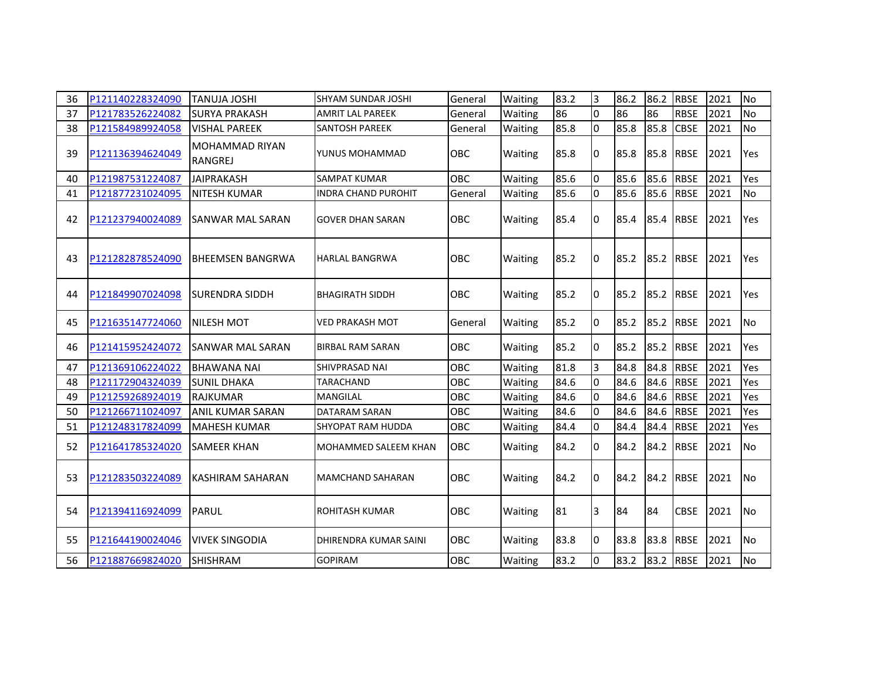| | | | | | | | | | | | | |
|---|---|---|---|---|---|---|---|---|---|---|---|---|
| 36 | P121140228324090 | TANUJA JOSHI | SHYAM SUNDAR JOSHI | General | Waiting | 83.2 | 3 | 86.2 | 86.2 | RBSE | 2021 | No |
| 37 | P121783526224082 | SURYA PRAKASH | AMRIT LAL PAREEK | General | Waiting | 86 | 0 | 86 | 86 | RBSE | 2021 | No |
| 38 | P121584989924058 | VISHAL PAREEK | SANTOSH PAREEK | General | Waiting | 85.8 | 0 | 85.8 | 85.8 | CBSE | 2021 | No |
| 39 | P121136394624049 | MOHAMMAD RIYAN RANGREJ | YUNUS MOHAMMAD | OBC | Waiting | 85.8 | 0 | 85.8 | 85.8 | RBSE | 2021 | Yes |
| 40 | P121987531224087 | JAIPRAKASH | SAMPAT KUMAR | OBC | Waiting | 85.6 | 0 | 85.6 | 85.6 | RBSE | 2021 | Yes |
| 41 | P121877231024095 | NITESH KUMAR | INDRA CHAND PUROHIT | General | Waiting | 85.6 | 0 | 85.6 | 85.6 | RBSE | 2021 | No |
| 42 | P121237940024089 | SANWAR MAL SARAN | GOVER DHAN SARAN | OBC | Waiting | 85.4 | 0 | 85.4 | 85.4 | RBSE | 2021 | Yes |
| 43 | P121282878524090 | BHEEMSEN BANGRWA | HARLAL BANGRWA | OBC | Waiting | 85.2 | 0 | 85.2 | 85.2 | RBSE | 2021 | Yes |
| 44 | P121849907024098 | SURENDRA SIDDH | BHAGIRATH SIDDH | OBC | Waiting | 85.2 | 0 | 85.2 | 85.2 | RBSE | 2021 | Yes |
| 45 | P121635147724060 | NILESH MOT | VED PRAKASH MOT | General | Waiting | 85.2 | 0 | 85.2 | 85.2 | RBSE | 2021 | No |
| 46 | P121415952424072 | SANWAR MAL SARAN | BIRBAL RAM SARAN | OBC | Waiting | 85.2 | 0 | 85.2 | 85.2 | RBSE | 2021 | Yes |
| 47 | P121369106224022 | BHAWANA NAI | SHIVPRASAD NAI | OBC | Waiting | 81.8 | 3 | 84.8 | 84.8 | RBSE | 2021 | Yes |
| 48 | P121172904324039 | SUNIL DHAKA | TARACHAND | OBC | Waiting | 84.6 | 0 | 84.6 | 84.6 | RBSE | 2021 | Yes |
| 49 | P121259268924019 | RAJKUMAR | MANGILAL | OBC | Waiting | 84.6 | 0 | 84.6 | 84.6 | RBSE | 2021 | Yes |
| 50 | P121266711024097 | ANIL KUMAR SARAN | DATARAM SARAN | OBC | Waiting | 84.6 | 0 | 84.6 | 84.6 | RBSE | 2021 | Yes |
| 51 | P121248317824099 | MAHESH KUMAR | SHYOPAT RAM HUDDA | OBC | Waiting | 84.4 | 0 | 84.4 | 84.4 | RBSE | 2021 | Yes |
| 52 | P121641785324020 | SAMEER KHAN | MOHAMMED SALEEM KHAN | OBC | Waiting | 84.2 | 0 | 84.2 | 84.2 | RBSE | 2021 | No |
| 53 | P121283503224089 | KASHIRAM SAHARAN | MAMCHAND SAHARAN | OBC | Waiting | 84.2 | 0 | 84.2 | 84.2 | RBSE | 2021 | No |
| 54 | P121394116924099 | PARUL | ROHITASH KUMAR | OBC | Waiting | 81 | 3 | 84 | 84 | CBSE | 2021 | No |
| 55 | P121644190024046 | VIVEK SINGODIA | DHIRENDRA KUMAR SAINI | OBC | Waiting | 83.8 | 0 | 83.8 | 83.8 | RBSE | 2021 | No |
| 56 | P121887669824020 | SHISHRAM | GOPIRAM | OBC | Waiting | 83.2 | 0 | 83.2 | 83.2 | RBSE | 2021 | No |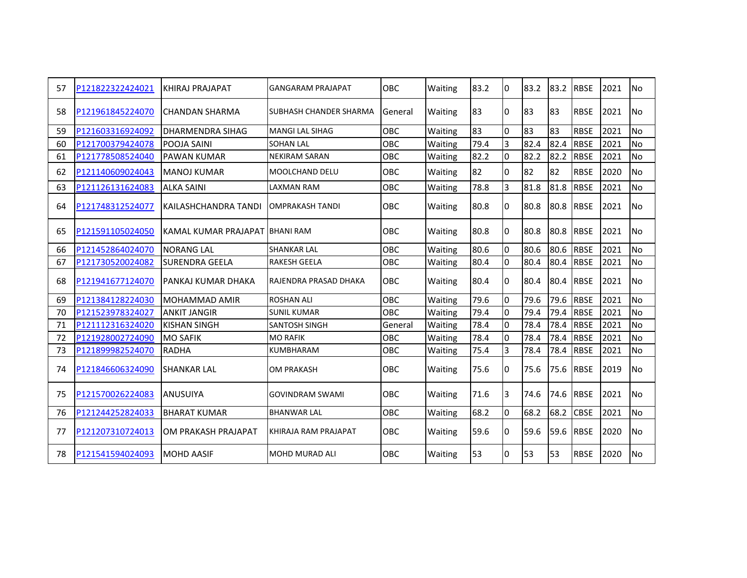| 57 | P121822322424021 | KHIRAJ PRAJAPAT | GANGARAM PRAJAPAT | OBC | Waiting | 83.2 | 0 | 83.2 | 83.2 | RBSE | 2021 | No |
|---|---|---|---|---|---|---|---|---|---|---|---|---|
| 58 | P121961845224070 | CHANDAN SHARMA | SUBHASH CHANDER SHARMA | General | Waiting | 83 | 0 | 83 | 83 | RBSE | 2021 | No |
| 59 | P121603316924092 | DHARMENDRA SIHAG | MANGI LAL SIHAG | OBC | Waiting | 83 | 0 | 83 | 83 | RBSE | 2021 | No |
| 60 | P121700379424078 | POOJA SAINI | SOHAN LAL | OBC | Waiting | 79.4 | 3 | 82.4 | 82.4 | RBSE | 2021 | No |
| 61 | P121778508524040 | PAWAN KUMAR | NEKIRAM SARAN | OBC | Waiting | 82.2 | 0 | 82.2 | 82.2 | RBSE | 2021 | No |
| 62 | P121140609024043 | MANOJ KUMAR | MOOLCHAND DELU | OBC | Waiting | 82 | 0 | 82 | 82 | RBSE | 2020 | No |
| 63 | P121126131624083 | ALKA SAINI | LAXMAN RAM | OBC | Waiting | 78.8 | 3 | 81.8 | 81.8 | RBSE | 2021 | No |
| 64 | P121748312524077 | KAILASHCHANDRA TANDI | OMPRAKASH TANDI | OBC | Waiting | 80.8 | 0 | 80.8 | 80.8 | RBSE | 2021 | No |
| 65 | P121591105024050 | KAMAL KUMAR PRAJAPAT | BHANI RAM | OBC | Waiting | 80.8 | 0 | 80.8 | 80.8 | RBSE | 2021 | No |
| 66 | P121452864024070 | NORANG LAL | SHANKAR LAL | OBC | Waiting | 80.6 | 0 | 80.6 | 80.6 | RBSE | 2021 | No |
| 67 | P121730520024082 | SURENDRA GEELA | RAKESH GEELA | OBC | Waiting | 80.4 | 0 | 80.4 | 80.4 | RBSE | 2021 | No |
| 68 | P121941677124070 | PANKAJ KUMAR DHAKA | RAJENDRA PRASAD DHAKA | OBC | Waiting | 80.4 | 0 | 80.4 | 80.4 | RBSE | 2021 | No |
| 69 | P121384128224030 | MOHAMMAD AMIR | ROSHAN ALI | OBC | Waiting | 79.6 | 0 | 79.6 | 79.6 | RBSE | 2021 | No |
| 70 | P121523978324027 | ANKIT JANGIR | SUNIL KUMAR | OBC | Waiting | 79.4 | 0 | 79.4 | 79.4 | RBSE | 2021 | No |
| 71 | P121112316324020 | KISHAN SINGH | SANTOSH SINGH | General | Waiting | 78.4 | 0 | 78.4 | 78.4 | RBSE | 2021 | No |
| 72 | P121928002724090 | MO SAFIK | MO RAFIK | OBC | Waiting | 78.4 | 0 | 78.4 | 78.4 | RBSE | 2021 | No |
| 73 | P121899982524070 | RADHA | KUMBHARAM | OBC | Waiting | 75.4 | 3 | 78.4 | 78.4 | RBSE | 2021 | No |
| 74 | P121846606324090 | SHANKAR LAL | OM PRAKASH | OBC | Waiting | 75.6 | 0 | 75.6 | 75.6 | RBSE | 2019 | No |
| 75 | P121570026224083 | ANUSUIYA | GOVINDRAM SWAMI | OBC | Waiting | 71.6 | 3 | 74.6 | 74.6 | RBSE | 2021 | No |
| 76 | P121244252824033 | BHARAT KUMAR | BHANWAR LAL | OBC | Waiting | 68.2 | 0 | 68.2 | 68.2 | CBSE | 2021 | No |
| 77 | P121207310724013 | OM PRAKASH PRAJAPAT | KHIRAJA RAM PRAJAPAT | OBC | Waiting | 59.6 | 0 | 59.6 | 59.6 | RBSE | 2020 | No |
| 78 | P121541594024093 | MOHD AASIF | MOHD MURAD ALI | OBC | Waiting | 53 | 0 | 53 | 53 | RBSE | 2020 | No |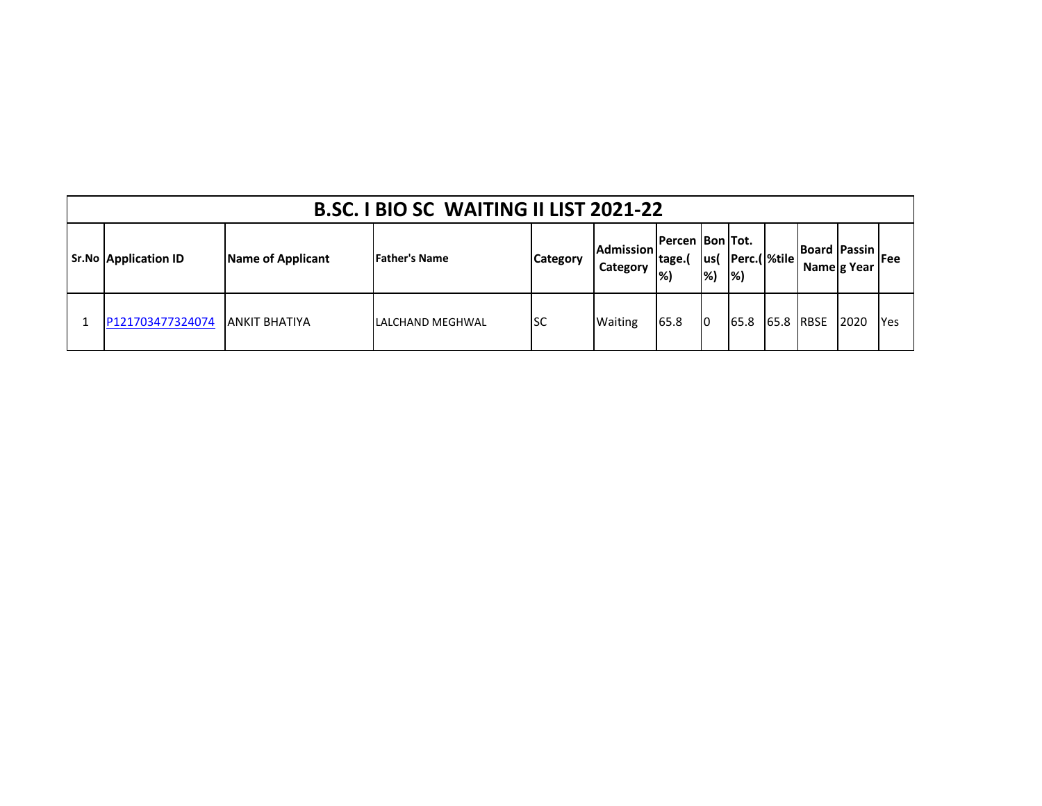| B.SC. I BIO SC WAITING II LIST 2021-22 | | | | | | | | | | | | | |
|---|---|---|---|---|---|---|---|---|---|---|---|---|---|
| Sr.No | Application ID | Name of Applicant | Father's Name | Category | Admission Category | Percentage.(%) | Bonus(%) | Tot. Perc.(%) | %tile | Board Name | Passing Year | Fee |
| 1 | P121703477324074 | ANKIT BHATIYA | LALCHAND MEGHWAL | SC | Waiting | 65.8 | 0 | 65.8 | 65.8 | RBSE | 2020 | Yes |